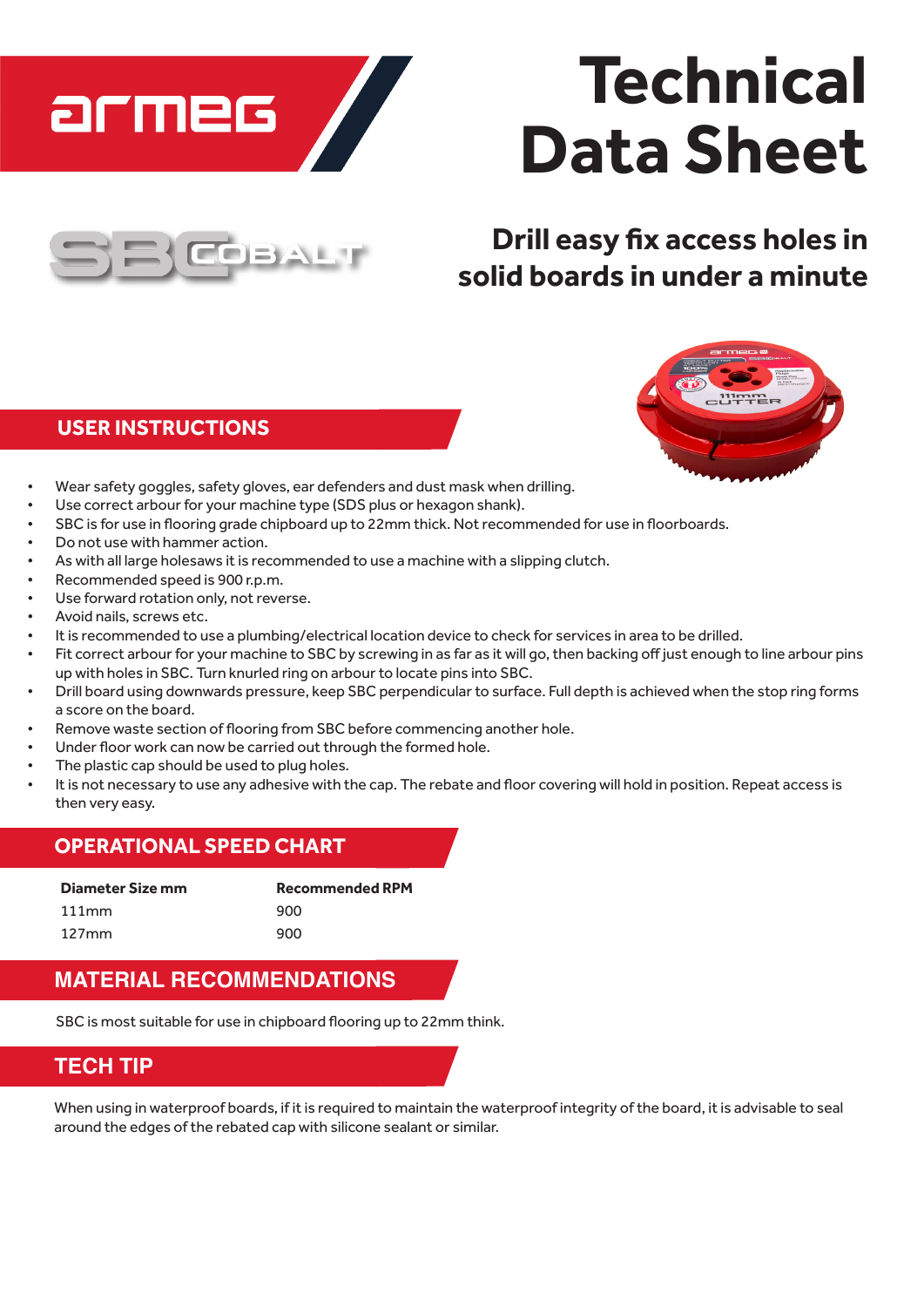# Technical Data Sheet

## Drill easy fix access holes in solid boards in under a minute

## USER INSTRUCTIONS

- Wear safety goggles, safety gloves, ear defenders and dust mask when drilling.
- Use correct arbour for your machine type (SDS plus or hexagon shank).
- SBC is for use in flooring grade chipboard up to 22mm thick. Not recommended for use in floorboards.
- Do not use with hammer action.
- As with all large holesaws it is recommended to use a machine with a slipping clutch.
- Recommended speed is 900 r.p.m.
- Use forward rotation only, not reverse.
- Avoid nails, screws etc.
- It is recommended to use a plumbing/electrical location device to check for services in area to be drilled.
- Fit correct arbour for your machine to SBC by screwing in as far as it will go, then backing off just enough to line arbour pins up with holes in SBC. Turn knurled ring on arbour to locate pins into SBC.
- Drill board using downwards pressure, keep SBC perpendicular to surface. Full depth is achieved when the stop ring forms a score on the board.
- Remove waste section of flooring from SBC before commencing another hole.
- Under floor work can now be carried out through the formed hole.
- The plastic cap should be used to plug holes.
- It is not necessary to use any adhesive with the cap. The rebate and floor covering will hold in position. Repeat access is then very easy.

## OPERATIONAL SPEED CHART

| Diameter Size mm | Recommended RPM |
|---|---|
| 111mm | 900 |
| 127mm | 900 |

## MATERIAL RECOMMENDATIONS

SBC is most suitable for use in chipboard flooring up to 22mm think.

## TECH TIP

When using in waterproof boards, if it is required to maintain the waterproof integrity of the board, it is advisable to seal around the edges of the rebated cap with silicone sealant or similar.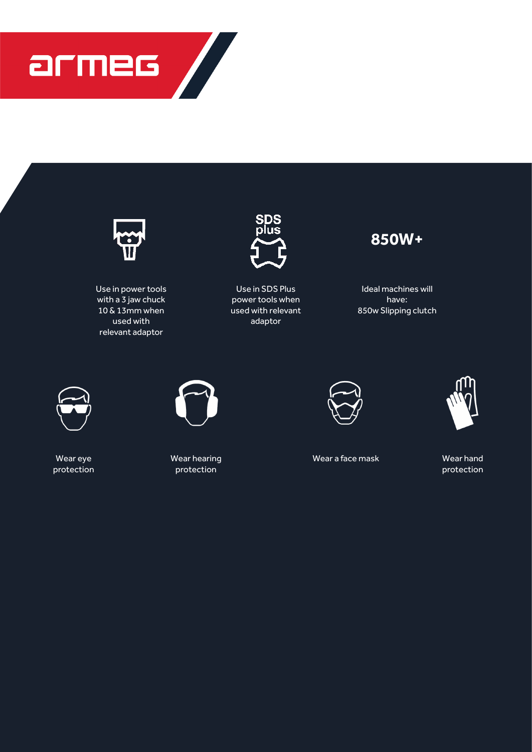armeg

Use in power tools with a 3 jaw chuck 10 & 13mm when used with relevant adaptor

SDS plus

Use in SDS Plus power tools when used with relevant adaptor

850W+

Ideal machines will have:
850w Slipping clutch

Wear eye protection

Wear hearing protection

Wear a face mask

Wear hand protection